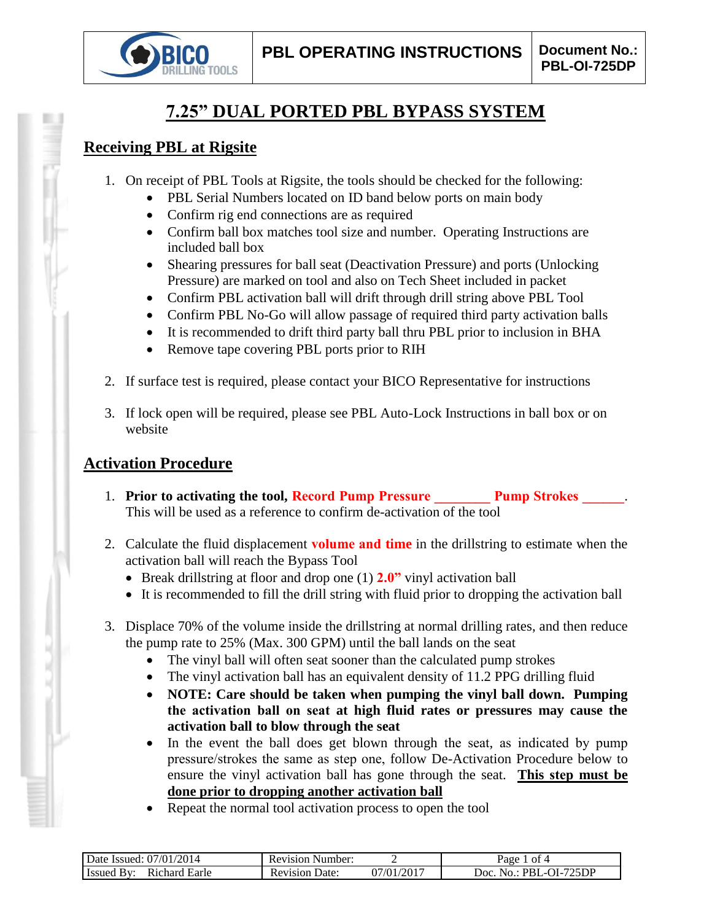# 7.25" DUAL PORTED PBL BYPASS SYSTEM

## Receiving PBL at Rigsite

1. On receipt of PBL Tools at Rigsite, the tools should be checked for the following:
   - PBL Serial Numbers located on ID band below ports on main body
   - Confirm rig end connections are as required
   - Confirm ball box matches tool size and number. Operating Instructions are included ball box
   - Shearing pressures for ball seat (Deactivation Pressure) and ports (Unlocking Pressure) are marked on tool and also on Tech Sheet included in packet
   - Confirm PBL activation ball will drift through drill string above PBL Tool
   - Confirm PBL No-Go will allow passage of required third party activation balls
   - It is recommended to drift third party ball thru PBL prior to inclusion in BHA
   - Remove tape covering PBL ports prior to RIH

2. If surface test is required, please contact your BICO Representative for instructions

3. If lock open will be required, please see PBL Auto-Lock Instructions in ball box or on website

## Activation Procedure

1. **Prior to activating the tool,** **Record Pump Pressure ________ Pump Strokes ______**. This will be used as a reference to confirm de-activation of the tool

2. Calculate the fluid displacement **volume and time** in the drillstring to estimate when the activation ball will reach the Bypass Tool
   - Break drillstring at floor and drop one (1) **2.0"** vinyl activation ball
   - It is recommended to fill the drill string with fluid prior to dropping the activation ball

3. Displace 70% of the volume inside the drillstring at normal drilling rates, and then reduce the pump rate to 25% (Max. 300 GPM) until the ball lands on the seat
   - The vinyl ball will often seat sooner than the calculated pump strokes
   - The vinyl activation ball has an equivalent density of 11.2 PPG drilling fluid
   - **NOTE: Care should be taken when pumping the vinyl ball down. Pumping the activation ball on seat at high fluid rates or pressures may cause the activation ball to blow through the seat**
   - In the event the ball does get blown through the seat, as indicated by pump pressure/strokes the same as step one, follow De-Activation Procedure below to ensure the vinyl activation ball has gone through the seat. **This step must be done prior to dropping another activation ball**
   - Repeat the normal tool activation process to open the tool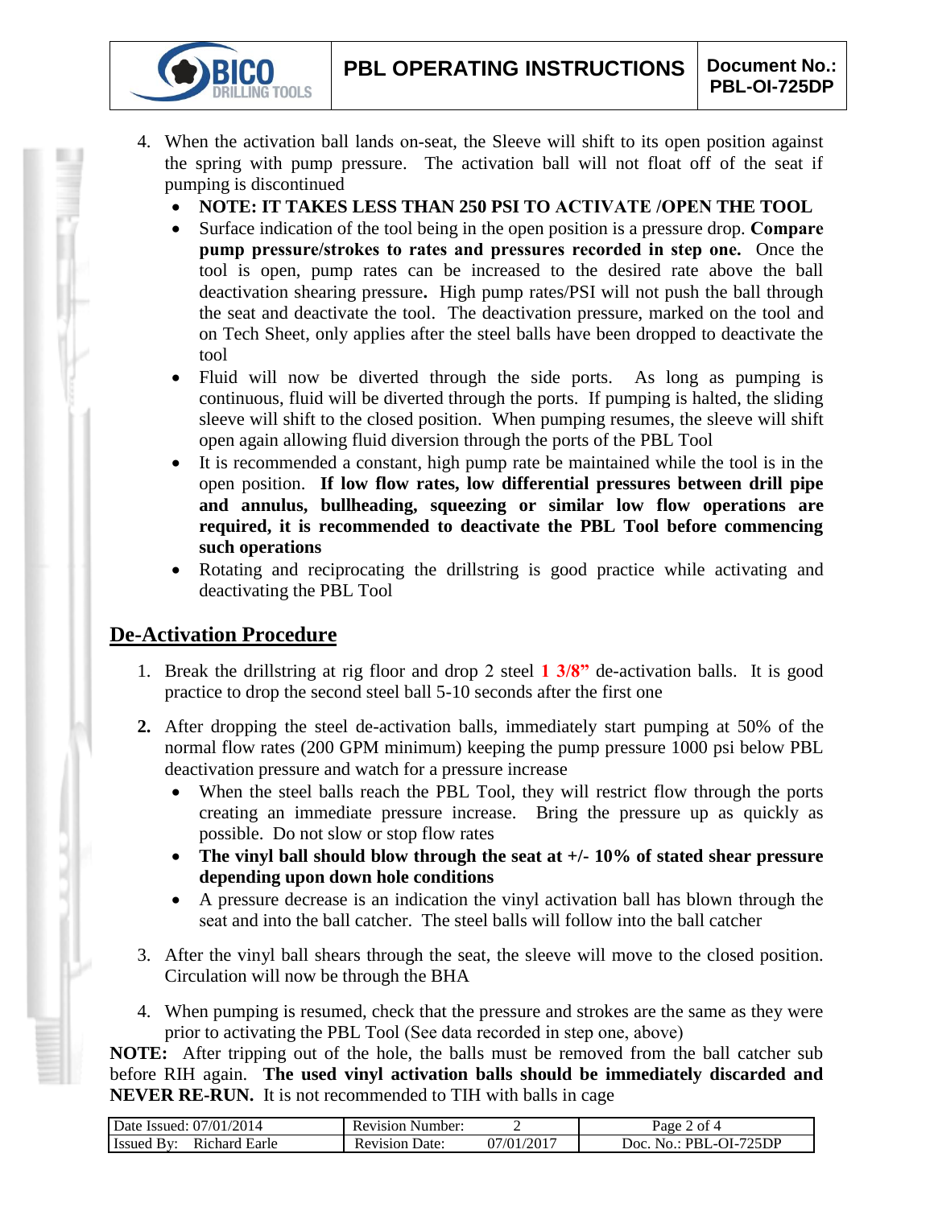4. When the activation ball lands on-seat, the Sleeve will shift to its open position against the spring with pump pressure. The activation ball will not float off of the seat if pumping is discontinued
   - **NOTE: IT TAKES LESS THAN 250 PSI TO ACTIVATE /OPEN THE TOOL**
   - Surface indication of the tool being in the open position is a pressure drop. **Compare pump pressure/strokes to rates and pressures recorded in step one.** Once the tool is open, pump rates can be increased to the desired rate above the ball deactivation shearing pressure**.** High pump rates/PSI will not push the ball through the seat and deactivate the tool. The deactivation pressure, marked on the tool and on Tech Sheet, only applies after the steel balls have been dropped to deactivate the tool
   - Fluid will now be diverted through the side ports. As long as pumping is continuous, fluid will be diverted through the ports. If pumping is halted, the sliding sleeve will shift to the closed position. When pumping resumes, the sleeve will shift open again allowing fluid diversion through the ports of the PBL Tool
   - It is recommended a constant, high pump rate be maintained while the tool is in the open position. **If low flow rates, low differential pressures between drill pipe and annulus, bullheading, squeezing or similar low flow operations are required, it is recommended to deactivate the PBL Tool before commencing such operations**
   - Rotating and reciprocating the drillstring is good practice while activating and deactivating the PBL Tool

## De-Activation Procedure

1. Break the drillstring at rig floor and drop 2 steel **1 3/8"** de-activation balls. It is good practice to drop the second steel ball 5-10 seconds after the first one

2. After dropping the steel de-activation balls, immediately start pumping at 50% of the normal flow rates (200 GPM minimum) keeping the pump pressure 1000 psi below PBL deactivation pressure and watch for a pressure increase
   - When the steel balls reach the PBL Tool, they will restrict flow through the ports creating an immediate pressure increase. Bring the pressure up as quickly as possible. Do not slow or stop flow rates
   - **The vinyl ball should blow through the seat at +/- 10% of stated shear pressure depending upon down hole conditions**
   - A pressure decrease is an indication the vinyl activation ball has blown through the seat and into the ball catcher. The steel balls will follow into the ball catcher

3. After the vinyl ball shears through the seat, the sleeve will move to the closed position. Circulation will now be through the BHA

4. When pumping is resumed, check that the pressure and strokes are the same as they were prior to activating the PBL Tool (See data recorded in step one, above)

**NOTE:** After tripping out of the hole, the balls must be removed from the ball catcher sub before RIH again. **The used vinyl activation balls should be immediately discarded and NEVER RE-RUN.** It is not recommended to TIH with balls in cage

| Date Issued: 07/01/2014 | Revision Number: 2 | Page 2 of 4 |
|---|---|---|
| Issued By: Richard Earle | Revision Date: 07/01/2017 | Doc. No.: PBL-OI-725DP |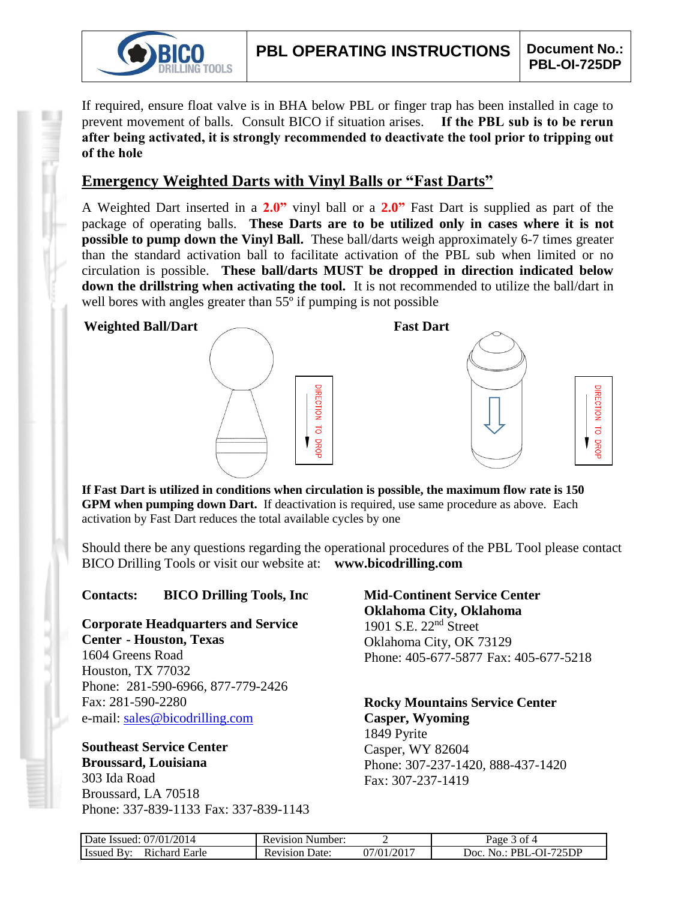If required, ensure float valve is in BHA below PBL or finger trap has been installed in cage to prevent movement of balls. Consult BICO if situation arises. **If the PBL sub is to be rerun after being activated, it is strongly recommended to deactivate the tool prior to tripping out of the hole**

## Emergency Weighted Darts with Vinyl Balls or "Fast Darts"

A Weighted Dart inserted in a **2.0"** vinyl ball or a **2.0"** Fast Dart is supplied as part of the package of operating balls. **These Darts are to be utilized only in cases where it is not possible to pump down the Vinyl Ball.** These ball/darts weigh approximately 6-7 times greater than the standard activation ball to facilitate activation of the PBL sub when limited or no circulation is possible. **These ball/darts MUST be dropped in direction indicated below down the drillstring when activating the tool.** It is not recommended to utilize the ball/dart in well bores with angles greater than 55º if pumping is not possible

**Weighted Ball/Dart**

DIRECTION TO DROP

**Fast Dart**

DIRECTION TO DROP

**If Fast Dart is utilized in conditions when circulation is possible, the maximum flow rate is 150 GPM when pumping down Dart.** If deactivation is required, use same procedure as above. Each activation by Fast Dart reduces the total available cycles by one

Should there be any questions regarding the operational procedures of the PBL Tool please contact BICO Drilling Tools or visit our website at: **www.bicodrilling.com**

**Contacts: BICO Drilling Tools, Inc**

**Corporate Headquarters and Service Center - Houston, Texas**
1604 Greens Road
Houston, TX 77032
Phone: 281-590-6966, 877-779-2426
Fax: 281-590-2280
e-mail: sales@bicodrilling.com

**Southeast Service Center**
**Broussard, Louisiana**
303 Ida Road
Broussard, LA 70518
Phone: 337-839-1133 Fax: 337-839-1143

**Mid-Continent Service Center**
**Oklahoma City, Oklahoma**
1901 S.E. 22nd Street
Oklahoma City, OK 73129
Phone: 405-677-5877 Fax: 405-677-5218

**Rocky Mountains Service Center**
**Casper, Wyoming**
1849 Pyrite
Casper, WY 82604
Phone: 307-237-1420, 888-437-1420
Fax: 307-237-1419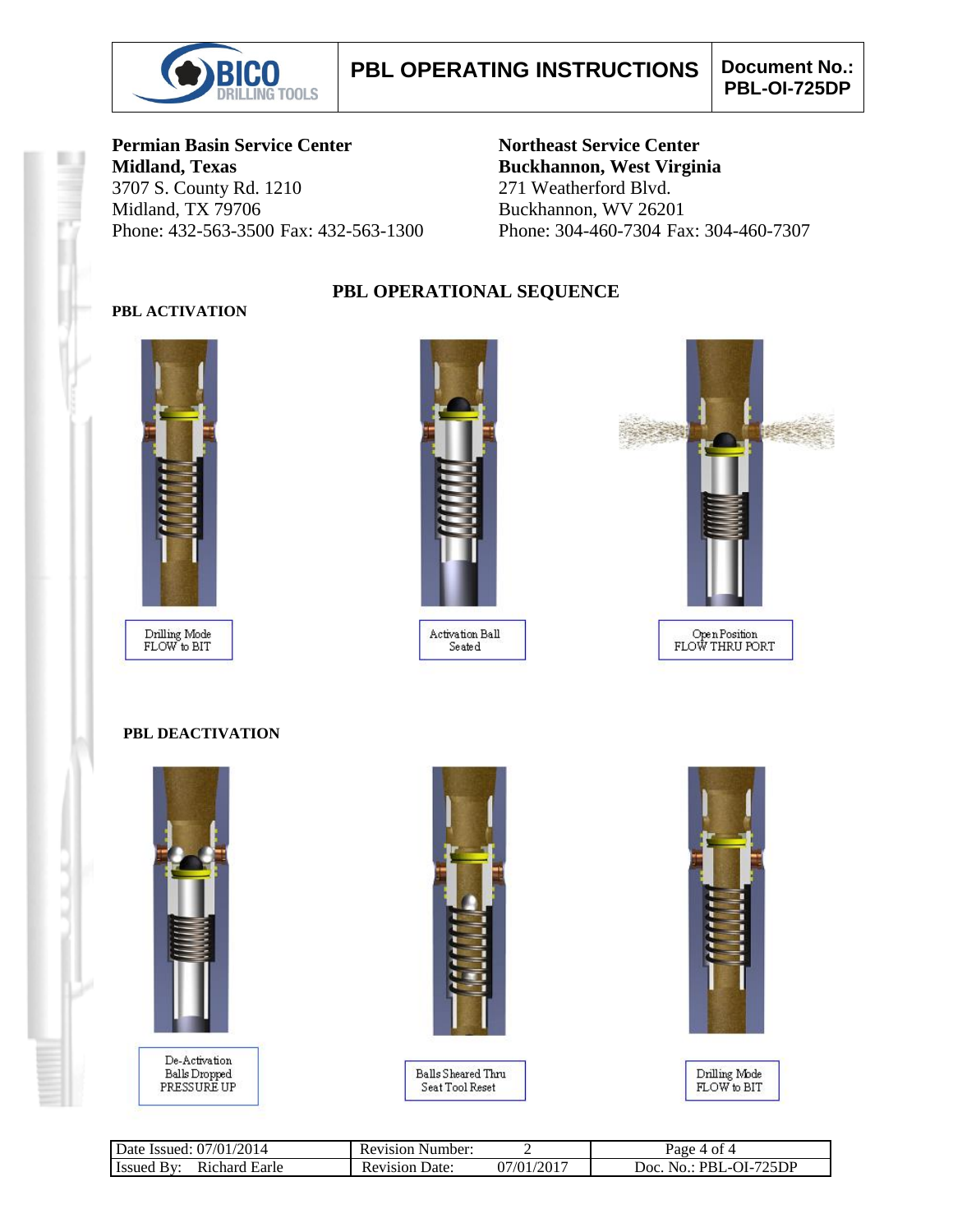**Permian Basin Service Center**
**Midland, Texas**
3707 S. County Rd. 1210
Midland, TX 79706
Phone: 432-563-3500 Fax: 432-563-1300

**Northeast Service Center**
**Buckhannon, West Virginia**
271 Weatherford Blvd.
Buckhannon, WV 26201
Phone: 304-460-7304 Fax: 304-460-7307

## PBL OPERATIONAL SEQUENCE

### PBL ACTIVATION

Drilling Mode
FLOW to BIT

Activation Ball
Seated

Open Position
FLOW THRU PORT

### PBL DEACTIVATION

De-Activation
Balls Dropped
PRESSURE UP

Balls Sheared Thru
Seat Tool Reset

Drilling Mode
FLOW to BIT

| | | | |
|---|---|---|---|
| Date Issued: 07/01/2014 | Revision Number: | 2 | Page 4 of 4 |
| Issued By: Richard Earle | Revision Date: | 07/01/2017 | Doc. No.: PBL-OI-725DP |